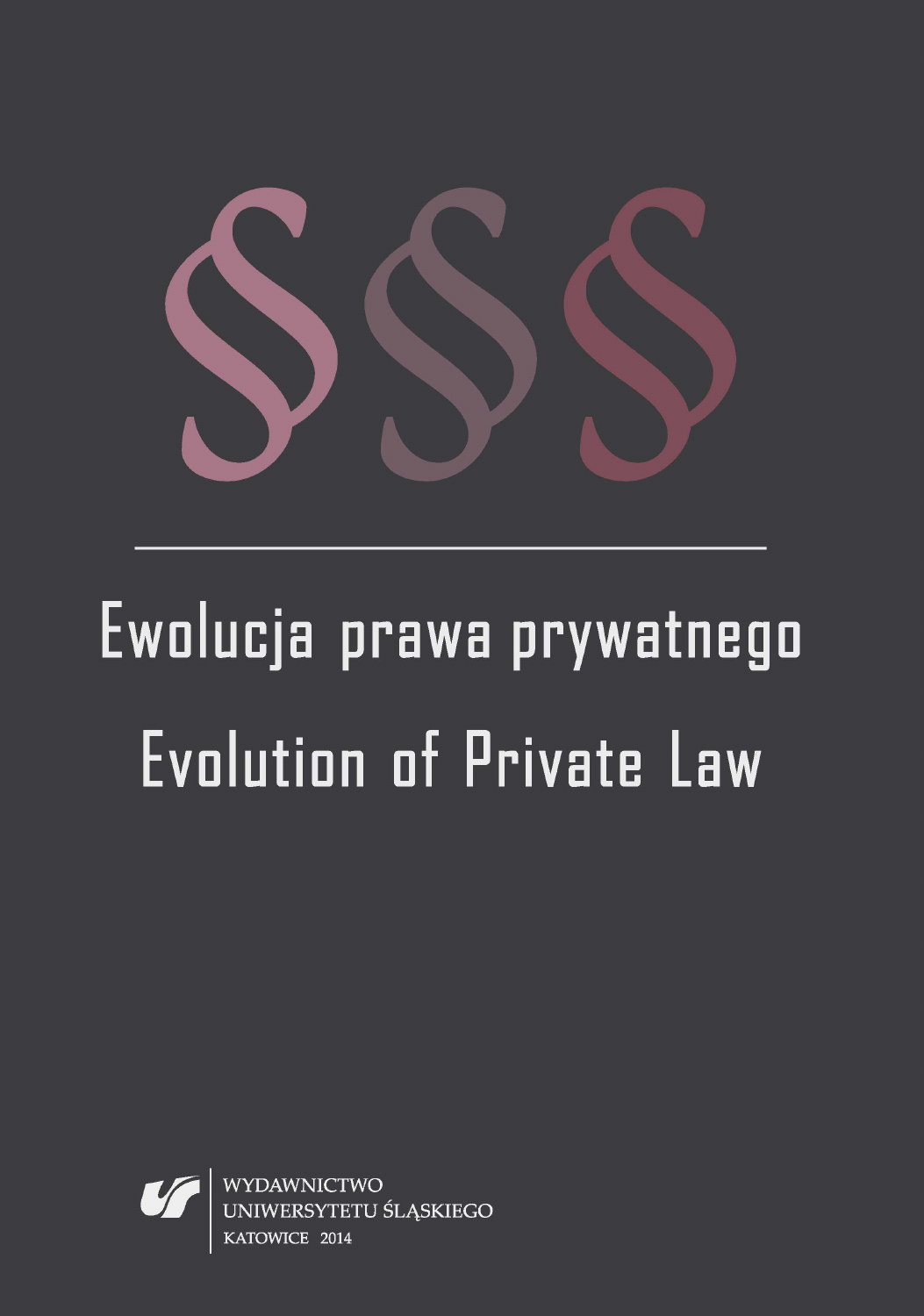§§§

# Ewolucja prawa prywatnego

# Evolution of Private Law

WYDAWNICTWO
UNIWERSYTETU ŚLĄSKIEGO
KATOWICE 2014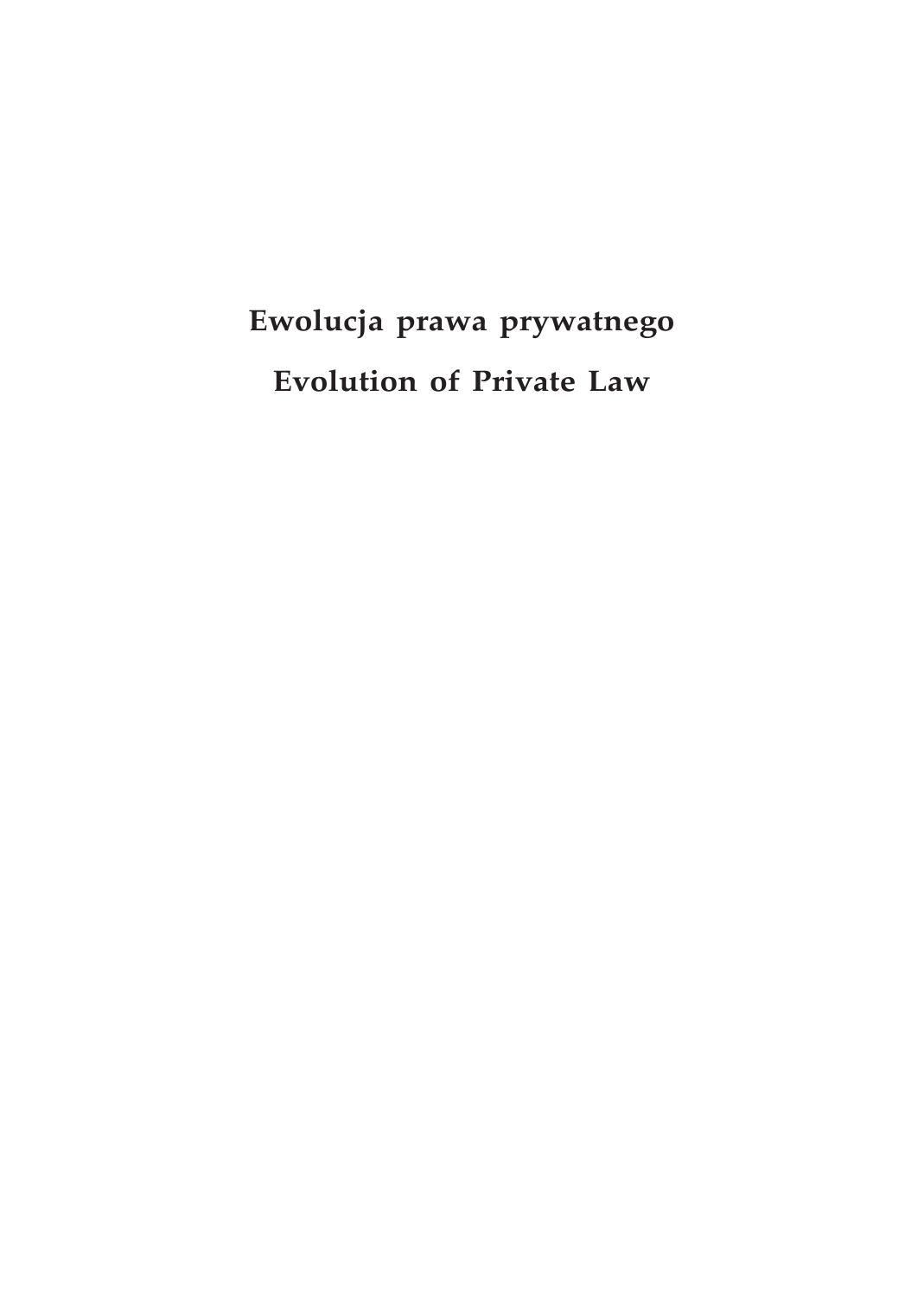**Ewolucja prawa prywatnego**

**Evolution of Private Law**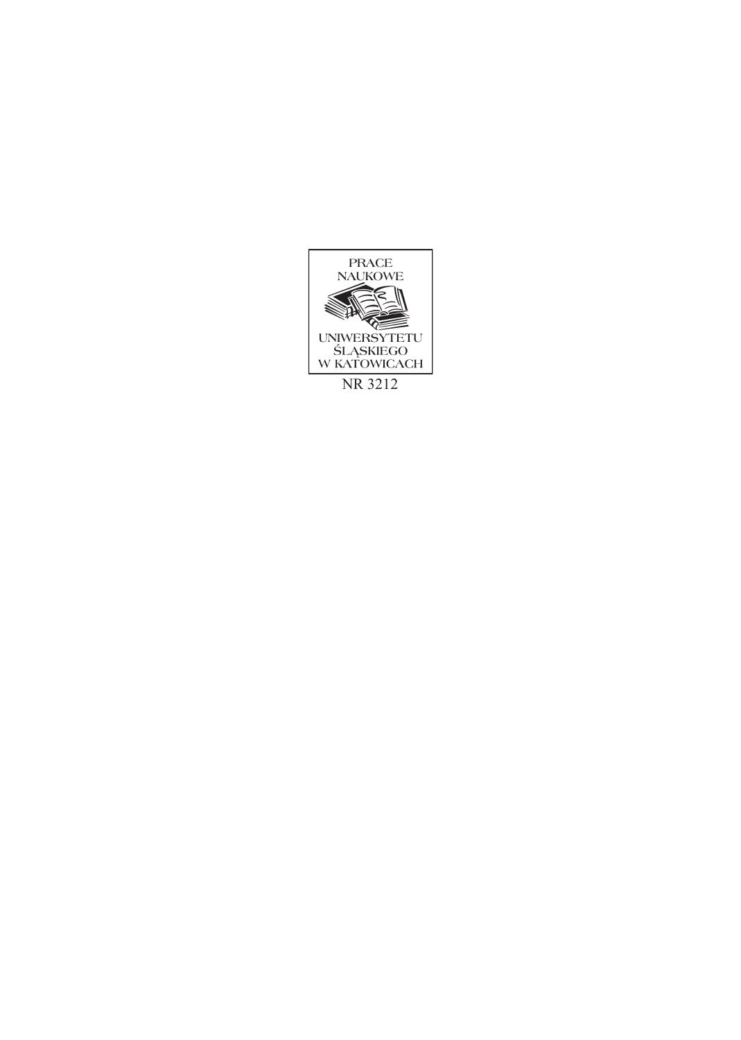PRACE NAUKOWE UNIWERSYTETU ŚLĄSKIEGO W KATOWICACH

NR 3212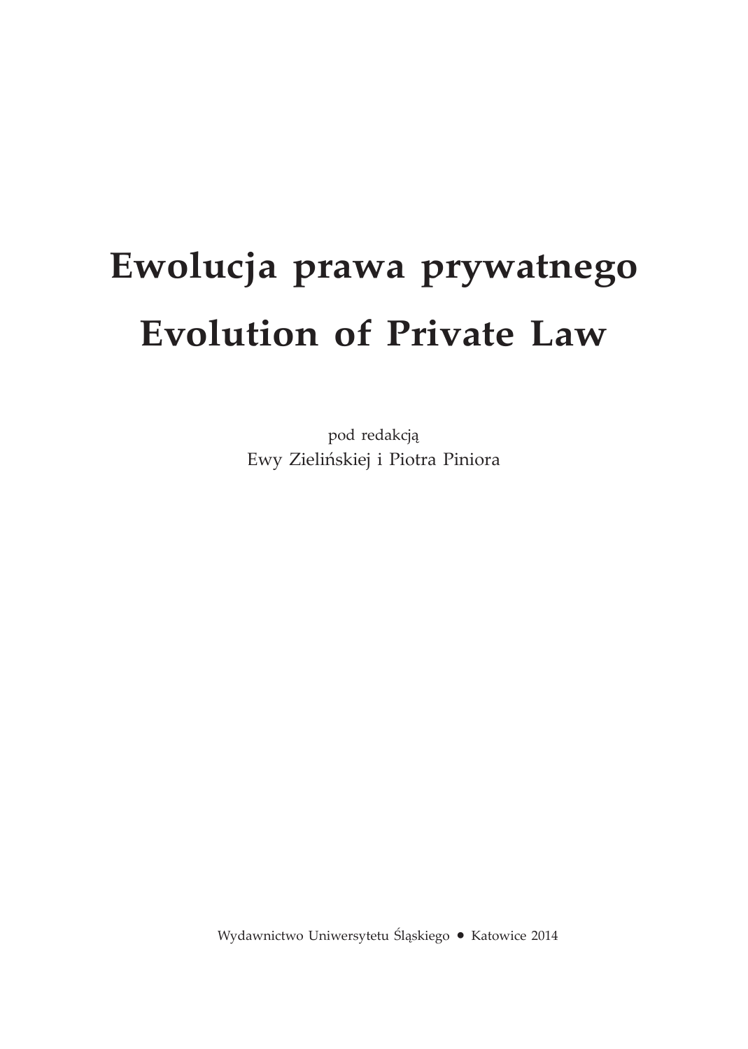# Ewolucja prawa prywatnego

# Evolution of Private Law

pod redakcją
Ewy Zielińskiej i Piotra Piniora

Wydawnictwo Uniwersytetu Śląskiego • Katowice 2014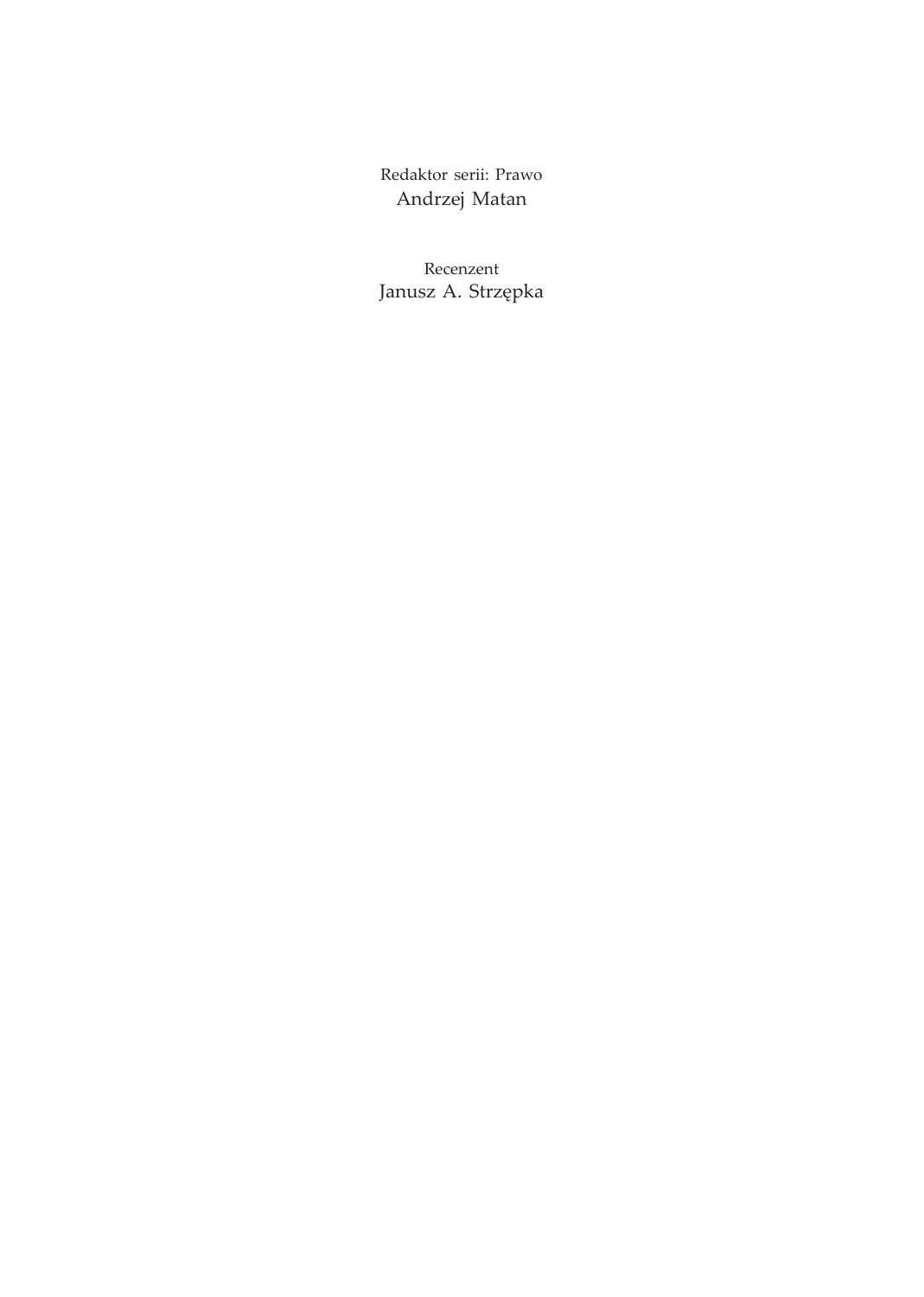Redaktor serii: Prawo
Andrzej Matan

Recenzent
Janusz A. Strzępka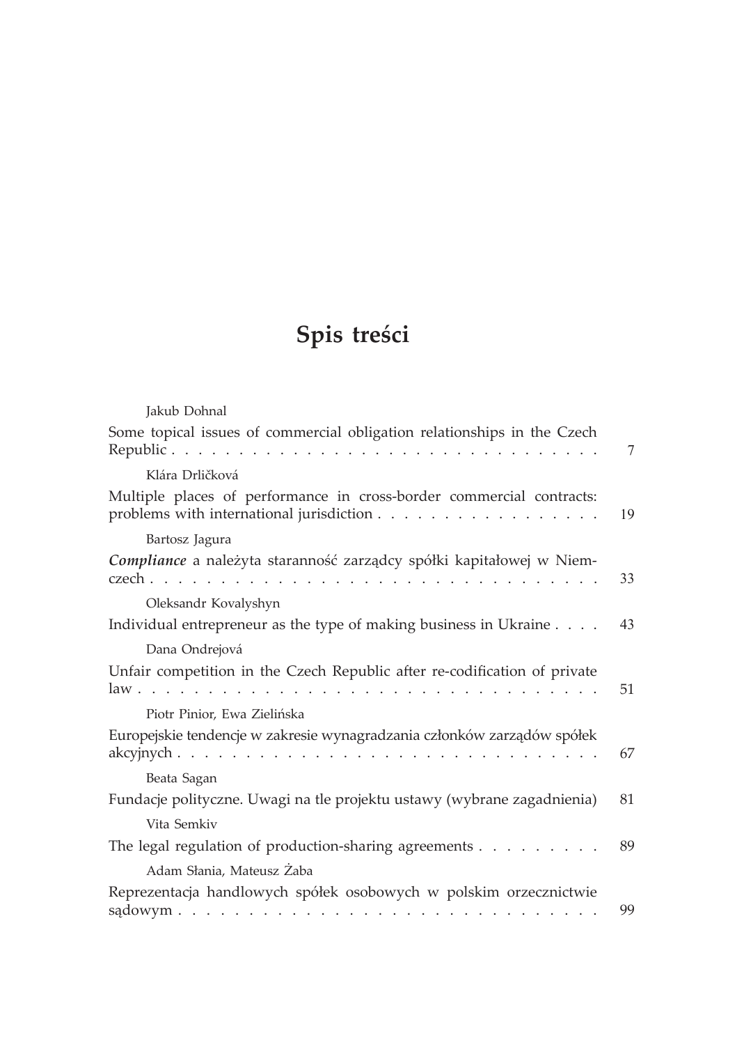# Spis treści

Jakub Dohnal

Some topical issues of commercial obligation relationships in the Czech Republic . . . . . . . . . . . . . . . . . . . . . . . . . . . . . . . 7

Klára Drličková

Multiple places of performance in cross-border commercial contracts: problems with international jurisdiction . . . . . . . . . . . . . . . . . 19

Bartosz Jagura

***Compliance*** a należyta staranność zarządcy spółki kapitałowej w Niemczech . . . . . . . . . . . . . . . . . . . . . . . . . . . . . . . . 33

Oleksandr Kovalyshyn

Individual entrepreneur as the type of making business in Ukraine . . . . 43

Dana Ondrejová

Unfair competition in the Czech Republic after re-codification of private law . . . . . . . . . . . . . . . . . . . . . . . . . . . . . . . . . 51

Piotr Pinior, Ewa Zielińska

Europejskie tendencje w zakresie wynagradzania członków zarządów spółek akcyjnych . . . . . . . . . . . . . . . . . . . . . . . . . . . . . . 67

Beata Sagan

Fundacje polityczne. Uwagi na tle projektu ustawy (wybrane zagadnienia) 81

Vita Semkiv

The legal regulation of production-sharing agreements . . . . . . . . . 89

Adam Słania, Mateusz Żaba

Reprezentacja handlowych spółek osobowych w polskim orzecznictwie sądowym . . . . . . . . . . . . . . . . . . . . . . . . . . . . . . . 99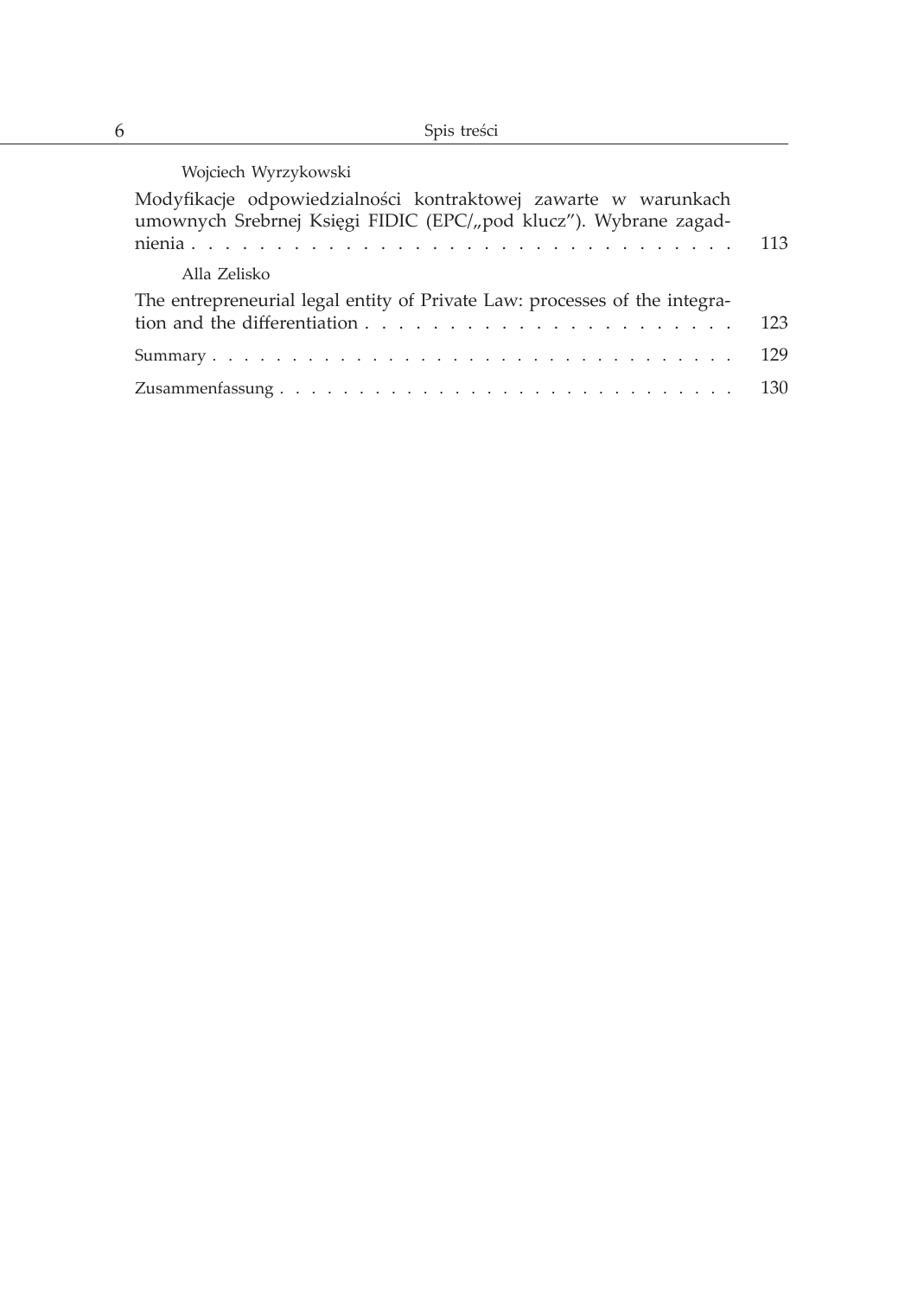Wojciech Wyrzykowski

Modyfikacje odpowiedzialności kontraktowej zawarte w warunkach umownych Srebrnej Księgi FIDIC (EPC/„pod klucz”). Wybrane zagadnienia . . . . . . . . . . . . . . . . . . . . . . . . . . . . . . . 113

Alla Zelisko

The entrepreneurial legal entity of Private Law: processes of the integration and the differentiation . . . . . . . . . . . . . . . . . . . . . . . 123

Summary . . . . . . . . . . . . . . . . . . . . . . . . . . . . . . . . . . 129

Zusammenfassung . . . . . . . . . . . . . . . . . . . . . . . . . . . . . 130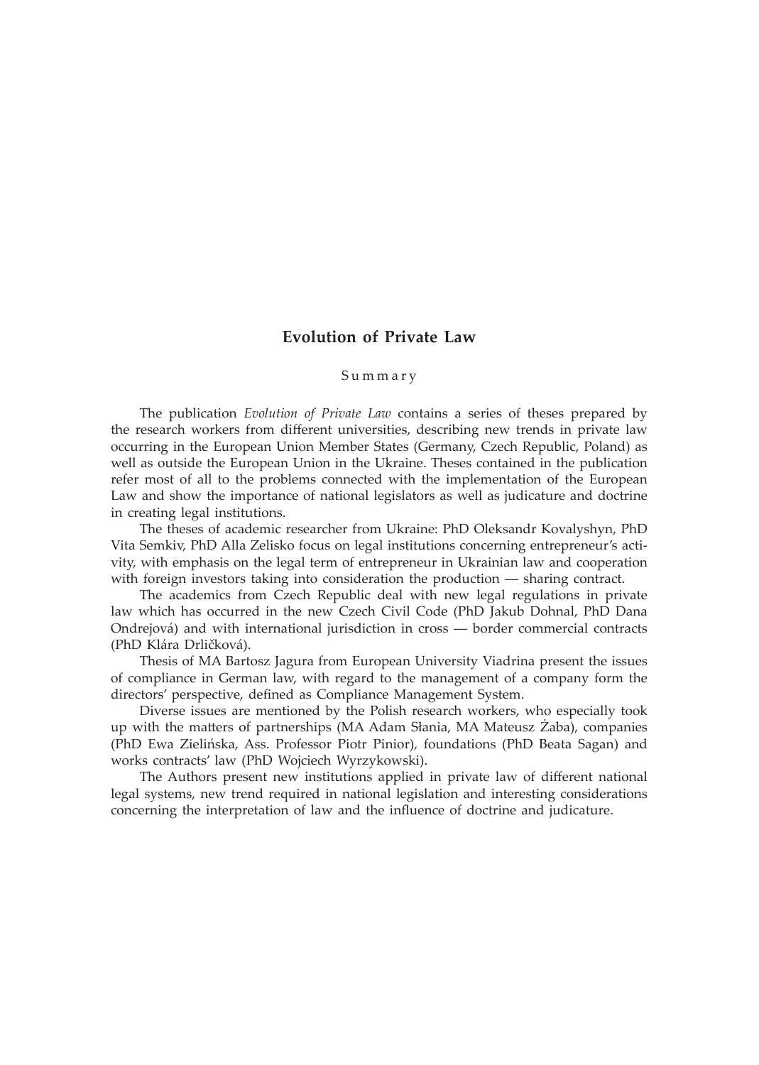## Evolution of Private Law

Summary

The publication *Evolution of Private Law* contains a series of theses prepared by the research workers from different universities, describing new trends in private law occurring in the European Union Member States (Germany, Czech Republic, Poland) as well as outside the European Union in the Ukraine. Theses contained in the publication refer most of all to the problems connected with the implementation of the European Law and show the importance of national legislators as well as judicature and doctrine in creating legal institutions.

The theses of academic researcher from Ukraine: PhD Oleksandr Kovalyshyn, PhD Vita Semkiv, PhD Alla Zelisko focus on legal institutions concerning entrepreneur's activity, with emphasis on the legal term of entrepreneur in Ukrainian law and cooperation with foreign investors taking into consideration the production — sharing contract.

The academics from Czech Republic deal with new legal regulations in private law which has occurred in the new Czech Civil Code (PhD Jakub Dohnal, PhD Dana Ondrejová) and with international jurisdiction in cross — border commercial contracts (PhD Klára Drličková).

Thesis of MA Bartosz Jagura from European University Viadrina present the issues of compliance in German law, with regard to the management of a company form the directors' perspective, defined as Compliance Management System.

Diverse issues are mentioned by the Polish research workers, who especially took up with the matters of partnerships (MA Adam Słania, MA Mateusz Żaba), companies (PhD Ewa Zielińska, Ass. Professor Piotr Pinior), foundations (PhD Beata Sagan) and works contracts' law (PhD Wojciech Wyrzykowski).

The Authors present new institutions applied in private law of different national legal systems, new trend required in national legislation and interesting considerations concerning the interpretation of law and the influence of doctrine and judicature.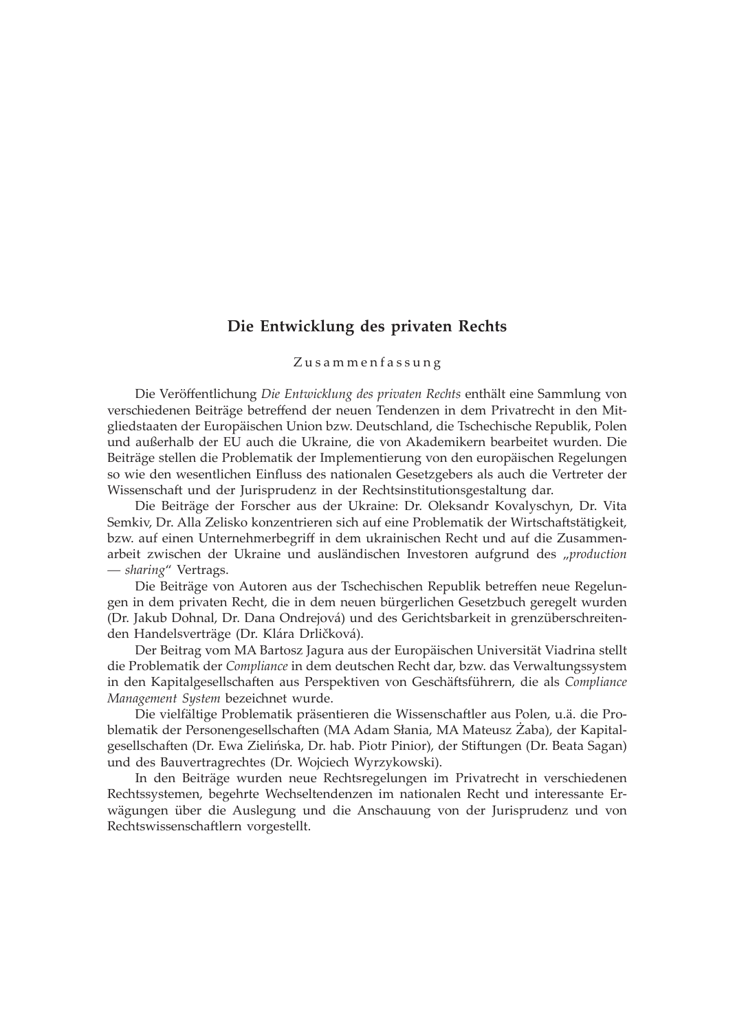# Die Entwicklung des privaten Rechts

Zusammenfassung

Die Veröffentlichung *Die Entwicklung des privaten Rechts* enthält eine Sammlung von verschiedenen Beiträge betreffend der neuen Tendenzen in dem Privatrecht in den Mitgliedstaaten der Europäischen Union bzw. Deutschland, die Tschechische Republik, Polen und außerhalb der EU auch die Ukraine, die von Akademikern bearbeitet wurden. Die Beiträge stellen die Problematik der Implementierung von den europäischen Regelungen so wie den wesentlichen Einfluss des nationalen Gesetzgebers als auch die Vertreter der Wissenschaft und der Jurisprudenz in der Rechtsinstitutionsgestaltung dar.

Die Beiträge der Forscher aus der Ukraine: Dr. Oleksandr Kovalyschyn, Dr. Vita Semkiv, Dr. Alla Zelisko konzentrieren sich auf eine Problematik der Wirtschaftstätigkeit, bzw. auf einen Unternehmerbegriff in dem ukrainischen Recht und auf die Zusammenarbeit zwischen der Ukraine und ausländischen Investoren aufgrund des „*production — sharing*" Vertrags.

Die Beiträge von Autoren aus der Tschechischen Republik betreffen neue Regelungen in dem privaten Recht, die in dem neuen bürgerlichen Gesetzbuch geregelt wurden (Dr. Jakub Dohnal, Dr. Dana Ondrejová) und des Gerichtsbarkeit in grenzüberschreitenden Handelsverträge (Dr. Klára Drličková).

Der Beitrag vom MA Bartosz Jagura aus der Europäischen Universität Viadrina stellt die Problematik der *Compliance* in dem deutschen Recht dar, bzw. das Verwaltungssystem in den Kapitalgesellschaften aus Perspektiven von Geschäftsführern, die als *Compliance Management System* bezeichnet wurde.

Die vielfältige Problematik präsentieren die Wissenschaftler aus Polen, u.ä. die Problematik der Personengesellschaften (MA Adam Słania, MA Mateusz Żaba), der Kapitalgesellschaften (Dr. Ewa Zielińska, Dr. hab. Piotr Pinior), der Stiftungen (Dr. Beata Sagan) und des Bauvertragrechtes (Dr. Wojciech Wyrzykowski).

In den Beiträge wurden neue Rechtsregelungen im Privatrecht in verschiedenen Rechtssystemen, begehrte Wechseltendenzen im nationalen Recht und interessante Erwägungen über die Auslegung und die Anschauung von der Jurisprudenz und von Rechtswissenschaftlern vorgestellt.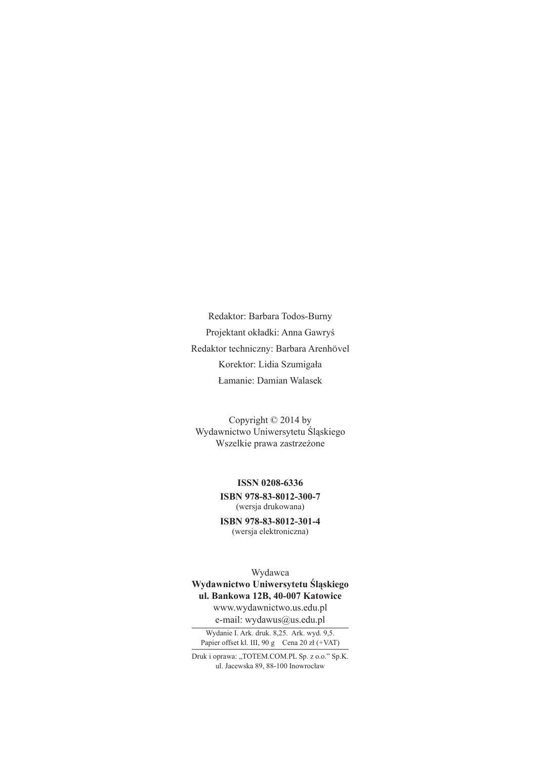Redaktor: Barbara Todos-Burny

Projektant okładki: Anna Gawryś

Redaktor techniczny: Barbara Arenhövel

Korektor: Lidia Szumigała

Łamanie: Damian Walasek

Copyright © 2014 by
Wydawnictwo Uniwersytetu Śląskiego
Wszelkie prawa zastrzeżone

**ISSN 0208-6336**

**ISBN 978-83-8012-300-7**
(wersja drukowana)

**ISBN 978-83-8012-301-4**
(wersja elektroniczna)

Wydawca
**Wydawnictwo Uniwersytetu Śląskiego**
**ul. Bankowa 12B, 40-007 Katowice**
www.wydawnictwo.us.edu.pl
e-mail: wydawus@us.edu.pl

Wydanie I. Ark. druk. 8,25. Ark. wyd. 9,5.
Papier offset kl. III, 90 g Cena 20 zł (+VAT)

Druk i oprawa: „TOTEM.COM.PL Sp. z o.o." Sp.K.
ul. Jacewska 89, 88-100 Inowrocław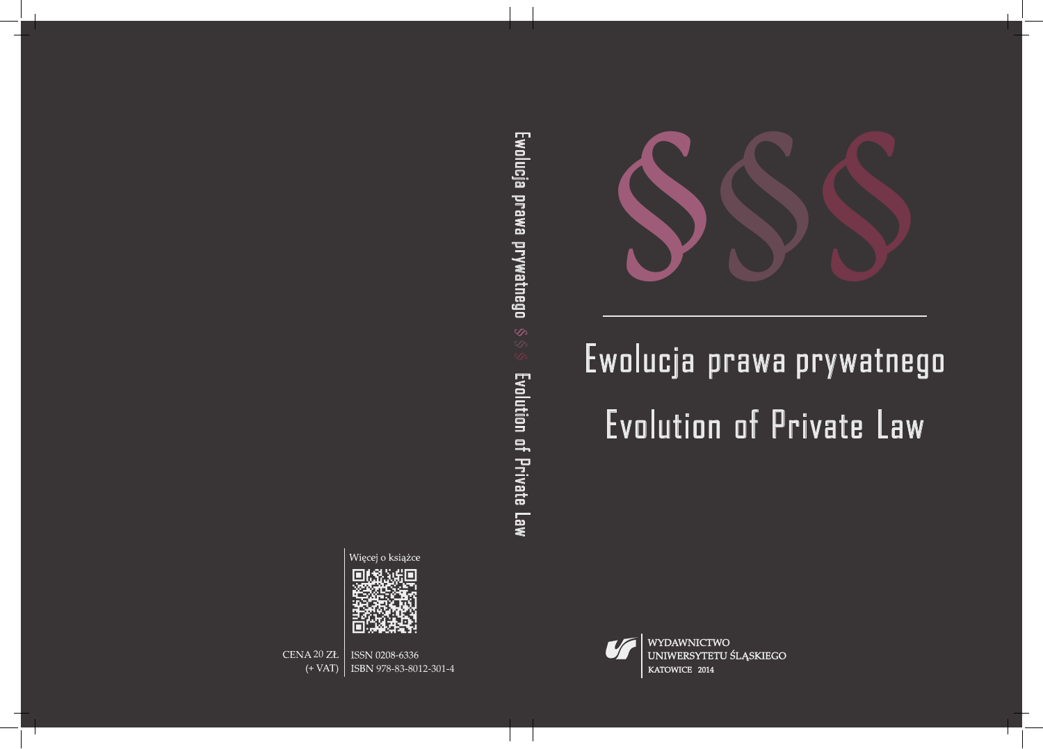# Ewolucja prawa prywatnego

# Evolution of Private Law

Ewolucja prawa prywatnego §§§ Evolution of Private Law

Więcej o książce

CENA 20 ZŁ
(+ VAT)

ISSN 0208-6336
ISBN 978-83-8012-301-4

WYDAWNICTWO
UNIWERSYTETU ŚLĄSKIEGO
KATOWICE 2014